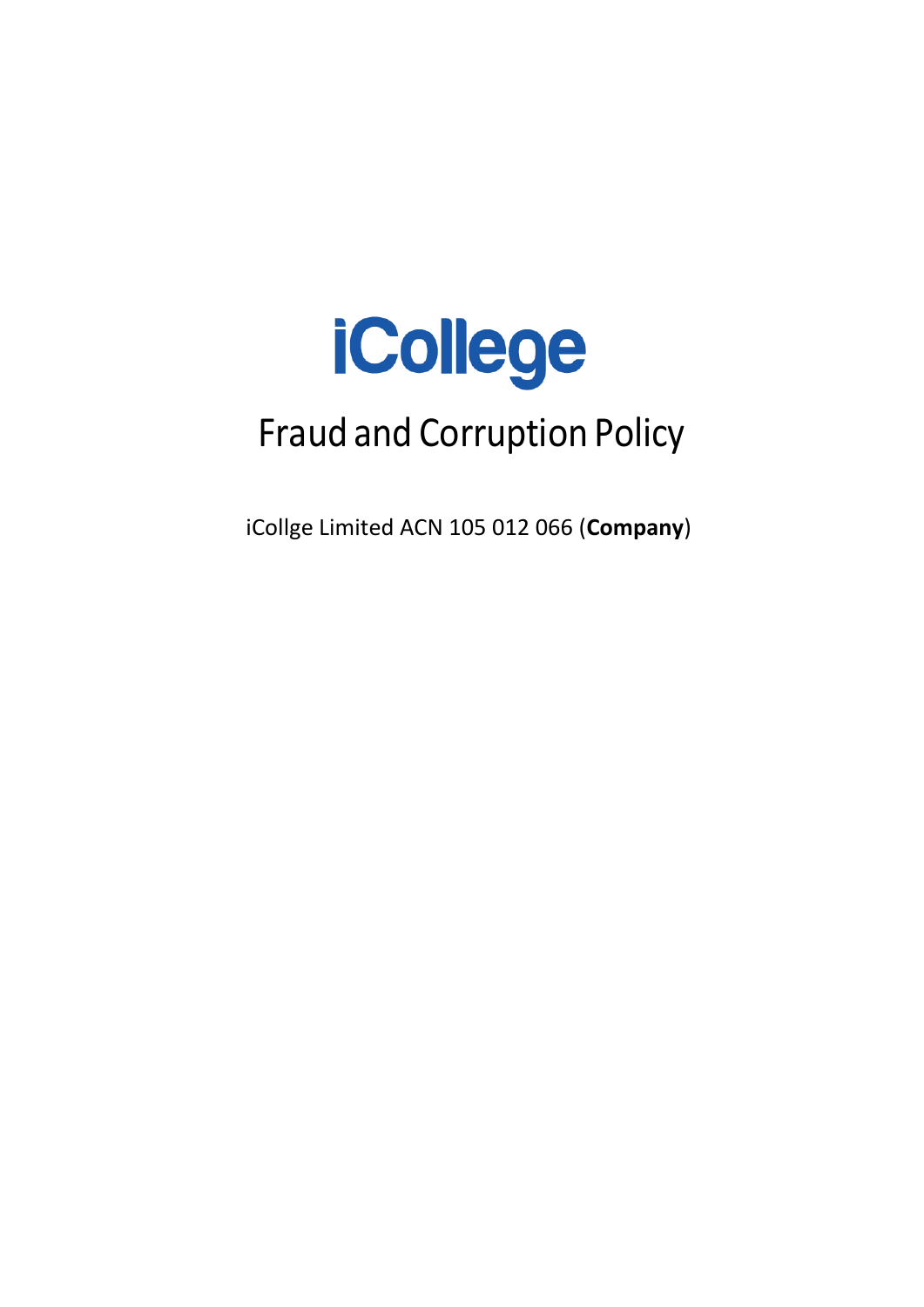# iCollege

## Fraud and Corruption Policy

iCollge Limited ACN 105 012 066 (**Company**)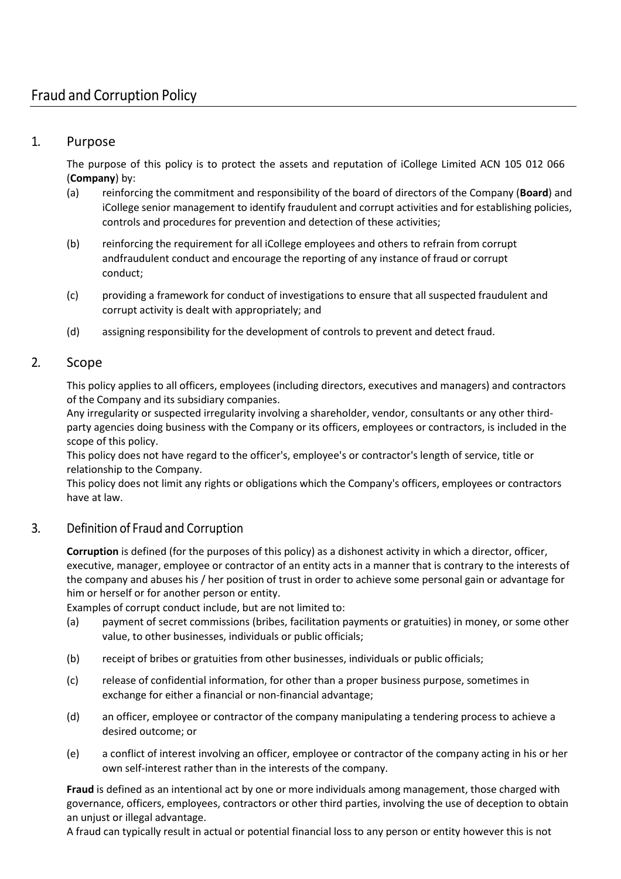# Fraud and Corruption Policy

## 1. Purpose

The purpose of this policy is to protect the assets and reputation of iCollege Limited ACN 105 012 066 (**Company**) by:

(a) reinforcing the commitment and responsibility of the board of directors of the Company (**Board**) and iCollege senior management to identify fraudulent and corrupt activities and for establishing policies, controls and procedures for prevention and detection of these activities;

(b) reinforcing the requirement for all iCollege employees and others to refrain from corrupt andfraudulent conduct and encourage the reporting of any instance of fraud or corrupt conduct;

(c) providing a framework for conduct of investigations to ensure that all suspected fraudulent and corrupt activity is dealt with appropriately; and

(d) assigning responsibility for the development of controls to prevent and detect fraud.

## 2. Scope

This policy applies to all officers, employees (including directors, executives and managers) and contractors of the Company and its subsidiary companies.

Any irregularity or suspected irregularity involving a shareholder, vendor, consultants or any other third-party agencies doing business with the Company or its officers, employees or contractors, is included in the scope of this policy.

This policy does not have regard to the officer's, employee's or contractor's length of service, title or relationship to the Company.

This policy does not limit any rights or obligations which the Company's officers, employees or contractors have at law.

## 3. Definition of Fraud and Corruption

**Corruption** is defined (for the purposes of this policy) as a dishonest activity in which a director, officer, executive, manager, employee or contractor of an entity acts in a manner that is contrary to the interests of the company and abuses his / her position of trust in order to achieve some personal gain or advantage for him or herself or for another person or entity.

Examples of corrupt conduct include, but are not limited to:

(a) payment of secret commissions (bribes, facilitation payments or gratuities) in money, or some other value, to other businesses, individuals or public officials;

(b) receipt of bribes or gratuities from other businesses, individuals or public officials;

(c) release of confidential information, for other than a proper business purpose, sometimes in exchange for either a financial or non-financial advantage;

(d) an officer, employee or contractor of the company manipulating a tendering process to achieve a desired outcome; or

(e) a conflict of interest involving an officer, employee or contractor of the company acting in his or her own self-interest rather than in the interests of the company.

**Fraud** is defined as an intentional act by one or more individuals among management, those charged with governance, officers, employees, contractors or other third parties, involving the use of deception to obtain an unjust or illegal advantage.

A fraud can typically result in actual or potential financial loss to any person or entity however this is not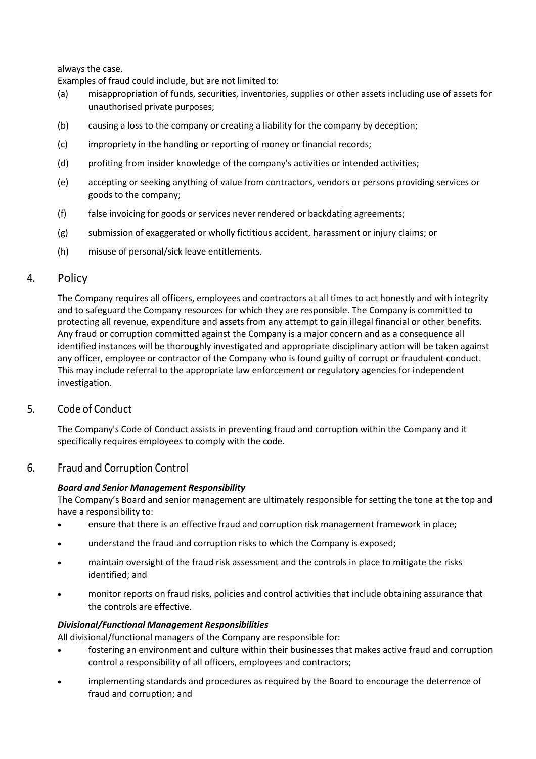always the case.

Examples of fraud could include, but are not limited to:

(a) misappropriation of funds, securities, inventories, supplies or other assets including use of assets for unauthorised private purposes;

(b) causing a loss to the company or creating a liability for the company by deception;

(c) impropriety in the handling or reporting of money or financial records;

(d) profiting from insider knowledge of the company's activities or intended activities;

(e) accepting or seeking anything of value from contractors, vendors or persons providing services or goods to the company;

(f) false invoicing for goods or services never rendered or backdating agreements;

(g) submission of exaggerated or wholly fictitious accident, harassment or injury claims; or

(h) misuse of personal/sick leave entitlements.

## 4. Policy

The Company requires all officers, employees and contractors at all times to act honestly and with integrity and to safeguard the Company resources for which they are responsible. The Company is committed to protecting all revenue, expenditure and assets from any attempt to gain illegal financial or other benefits. Any fraud or corruption committed against the Company is a major concern and as a consequence all identified instances will be thoroughly investigated and appropriate disciplinary action will be taken against any officer, employee or contractor of the Company who is found guilty of corrupt or fraudulent conduct. This may include referral to the appropriate law enforcement or regulatory agencies for independent investigation.

## 5. Code of Conduct

The Company's Code of Conduct assists in preventing fraud and corruption within the Company and it specifically requires employees to comply with the code.

## 6. Fraud and Corruption Control

***Board and Senior Management Responsibility***

The Company's Board and senior management are ultimately responsible for setting the tone at the top and have a responsibility to:

- ensure that there is an effective fraud and corruption risk management framework in place;
- understand the fraud and corruption risks to which the Company is exposed;
- maintain oversight of the fraud risk assessment and the controls in place to mitigate the risks identified; and
- monitor reports on fraud risks, policies and control activities that include obtaining assurance that the controls are effective.

***Divisional/Functional Management Responsibilities***

All divisional/functional managers of the Company are responsible for:

- fostering an environment and culture within their businesses that makes active fraud and corruption control a responsibility of all officers, employees and contractors;
- implementing standards and procedures as required by the Board to encourage the deterrence of fraud and corruption; and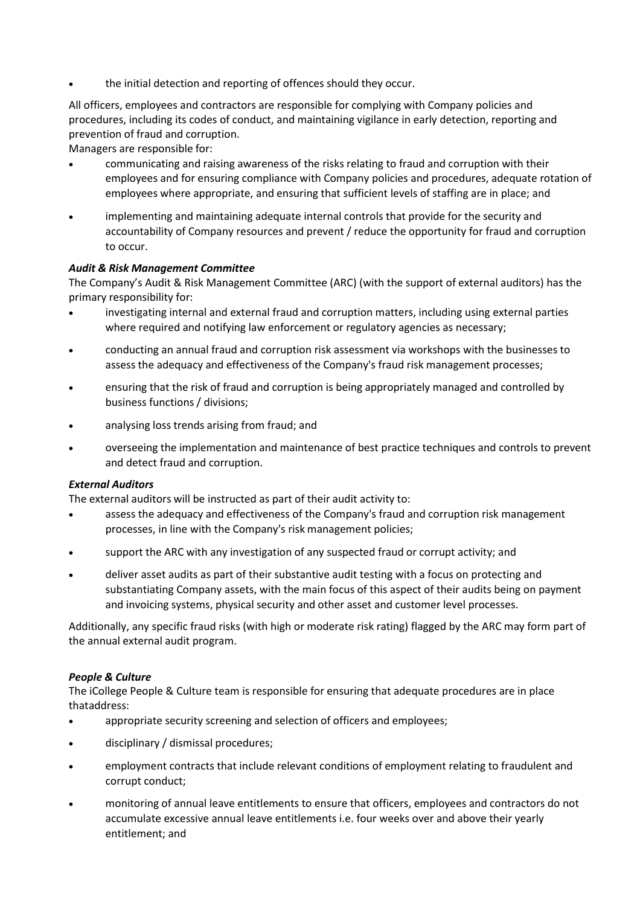- the initial detection and reporting of offences should they occur.

All officers, employees and contractors are responsible for complying with Company policies and procedures, including its codes of conduct, and maintaining vigilance in early detection, reporting and prevention of fraud and corruption.

Managers are responsible for:

- communicating and raising awareness of the risks relating to fraud and corruption with their employees and for ensuring compliance with Company policies and procedures, adequate rotation of employees where appropriate, and ensuring that sufficient levels of staffing are in place; and
- implementing and maintaining adequate internal controls that provide for the security and accountability of Company resources and prevent / reduce the opportunity for fraud and corruption to occur.

***Audit & Risk Management Committee***

The Company's Audit & Risk Management Committee (ARC) (with the support of external auditors) has the primary responsibility for:

- investigating internal and external fraud and corruption matters, including using external parties where required and notifying law enforcement or regulatory agencies as necessary;
- conducting an annual fraud and corruption risk assessment via workshops with the businesses to assess the adequacy and effectiveness of the Company's fraud risk management processes;
- ensuring that the risk of fraud and corruption is being appropriately managed and controlled by business functions / divisions;
- analysing loss trends arising from fraud; and
- overseeing the implementation and maintenance of best practice techniques and controls to prevent and detect fraud and corruption.

***External Auditors***

The external auditors will be instructed as part of their audit activity to:

- assess the adequacy and effectiveness of the Company's fraud and corruption risk management processes, in line with the Company's risk management policies;
- support the ARC with any investigation of any suspected fraud or corrupt activity; and
- deliver asset audits as part of their substantive audit testing with a focus on protecting and substantiating Company assets, with the main focus of this aspect of their audits being on payment and invoicing systems, physical security and other asset and customer level processes.

Additionally, any specific fraud risks (with high or moderate risk rating) flagged by the ARC may form part of the annual external audit program.

***People & Culture***

The iCollege People & Culture team is responsible for ensuring that adequate procedures are in place thataddress:

- appropriate security screening and selection of officers and employees;
- disciplinary / dismissal procedures;
- employment contracts that include relevant conditions of employment relating to fraudulent and corrupt conduct;
- monitoring of annual leave entitlements to ensure that officers, employees and contractors do not accumulate excessive annual leave entitlements i.e. four weeks over and above their yearly entitlement; and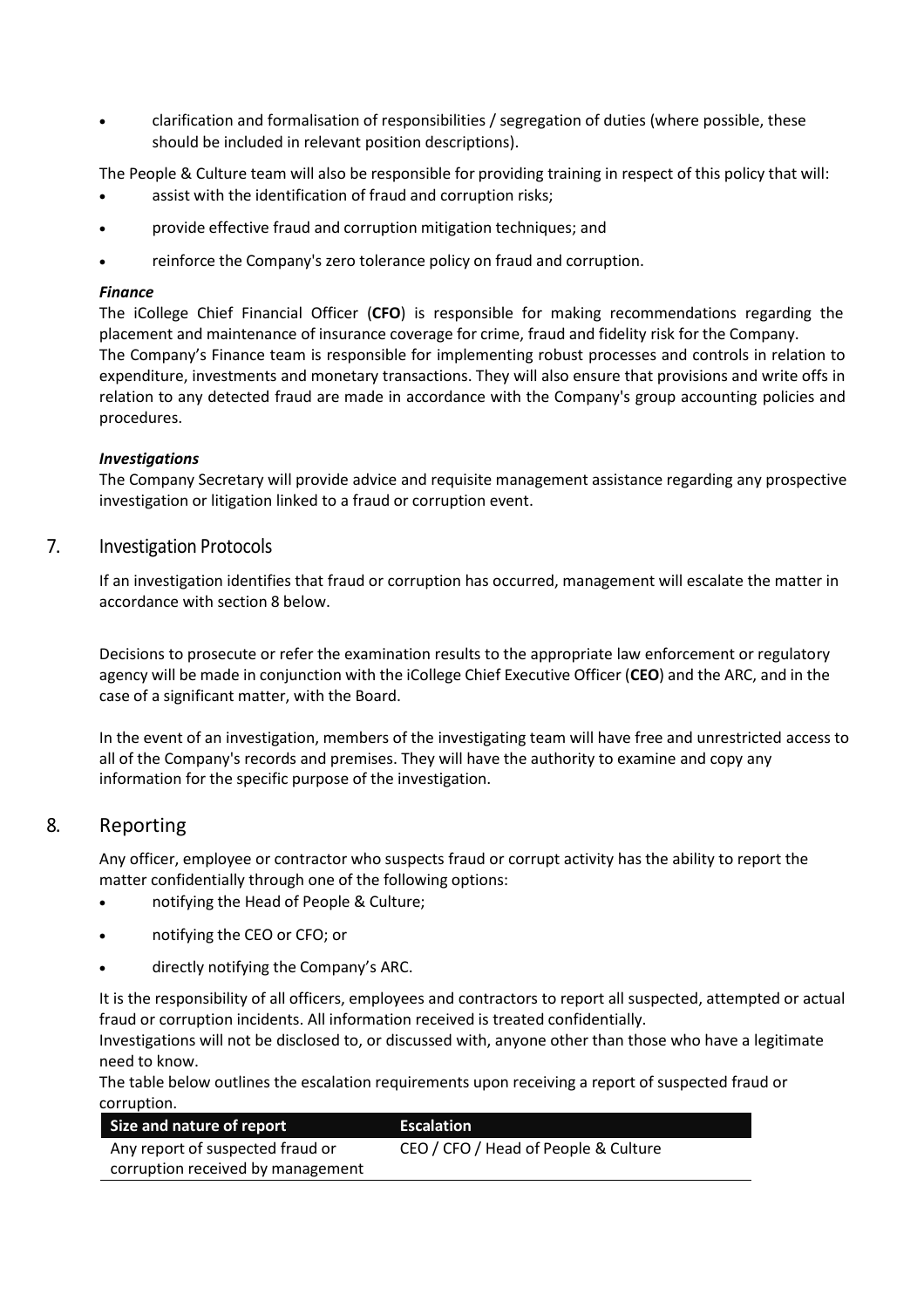- clarification and formalisation of responsibilities / segregation of duties (where possible, these should be included in relevant position descriptions).

The People & Culture team will also be responsible for providing training in respect of this policy that will:

- assist with the identification of fraud and corruption risks;
- provide effective fraud and corruption mitigation techniques; and
- reinforce the Company's zero tolerance policy on fraud and corruption.

***Finance***

The iCollege Chief Financial Officer (**CFO**) is responsible for making recommendations regarding the placement and maintenance of insurance coverage for crime, fraud and fidelity risk for the Company.
The Company's Finance team is responsible for implementing robust processes and controls in relation to expenditure, investments and monetary transactions. They will also ensure that provisions and write offs in relation to any detected fraud are made in accordance with the Company's group accounting policies and procedures.

***Investigations***

The Company Secretary will provide advice and requisite management assistance regarding any prospective investigation or litigation linked to a fraud or corruption event.

## 7. Investigation Protocols

If an investigation identifies that fraud or corruption has occurred, management will escalate the matter in accordance with section 8 below.

Decisions to prosecute or refer the examination results to the appropriate law enforcement or regulatory agency will be made in conjunction with the iCollege Chief Executive Officer (**CEO**) and the ARC, and in the case of a significant matter, with the Board.

In the event of an investigation, members of the investigating team will have free and unrestricted access to all of the Company's records and premises. They will have the authority to examine and copy any information for the specific purpose of the investigation.

## 8. Reporting

Any officer, employee or contractor who suspects fraud or corrupt activity has the ability to report the matter confidentially through one of the following options:

- notifying the Head of People & Culture;
- notifying the CEO or CFO; or
- directly notifying the Company's ARC.

It is the responsibility of all officers, employees and contractors to report all suspected, attempted or actual fraud or corruption incidents. All information received is treated confidentially.
Investigations will not be disclosed to, or discussed with, anyone other than those who have a legitimate need to know.
The table below outlines the escalation requirements upon receiving a report of suspected fraud or corruption.

| Size and nature of report | Escalation |
|---|---|
| Any report of suspected fraud or corruption received by management | CEO / CFO / Head of People & Culture |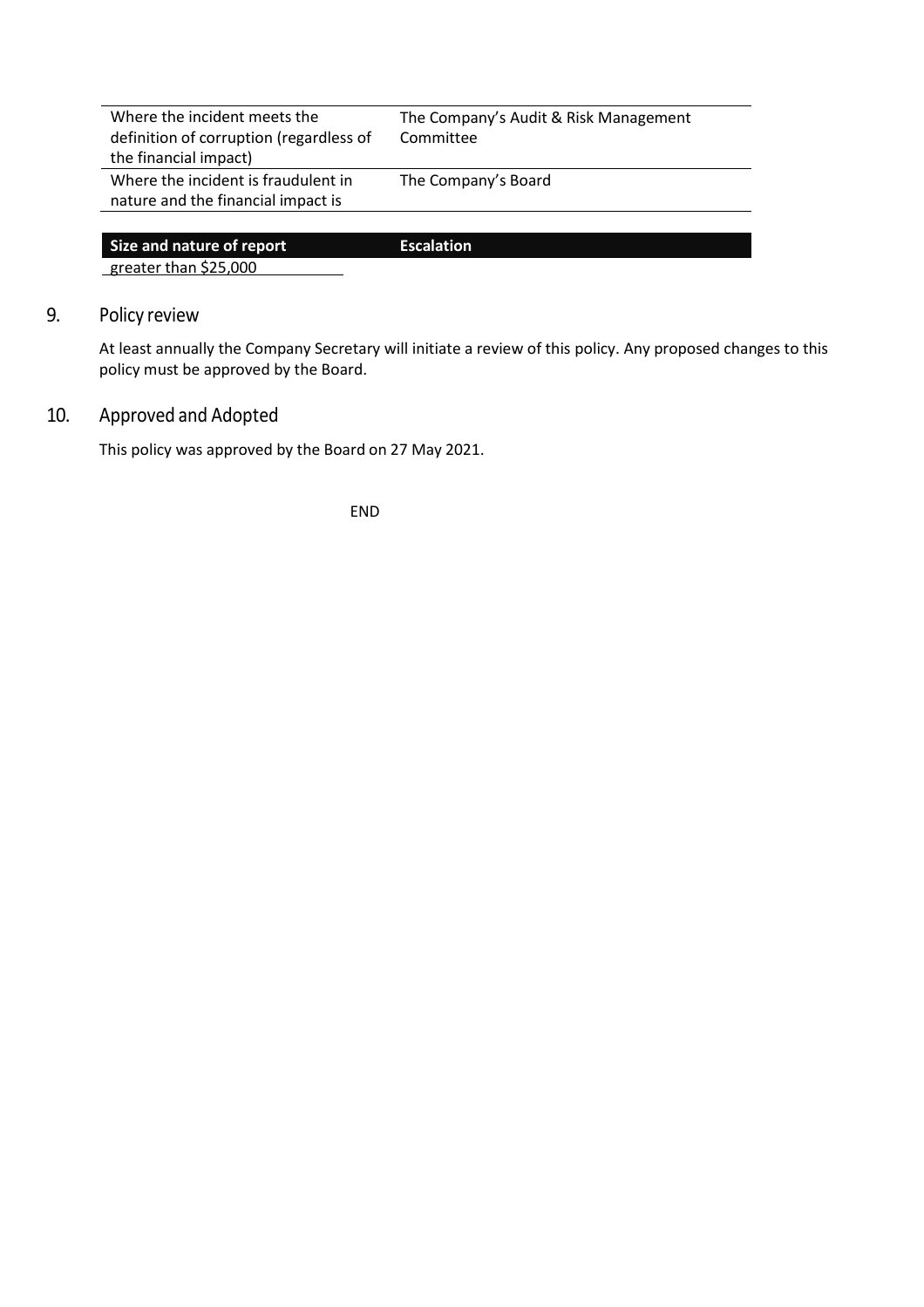| Size and nature of report | Escalation |
| --- | --- |
| Where the incident meets the definition of corruption (regardless of the financial impact) | The Company's Audit & Risk Management Committee |
| Where the incident is fraudulent in nature and the financial impact is greater than $25,000 | The Company's Board |

## 9. Policy review

At least annually the Company Secretary will initiate a review of this policy. Any proposed changes to this policy must be approved by the Board.

## 10. Approved and Adopted

This policy was approved by the Board on 27 May 2021.

END